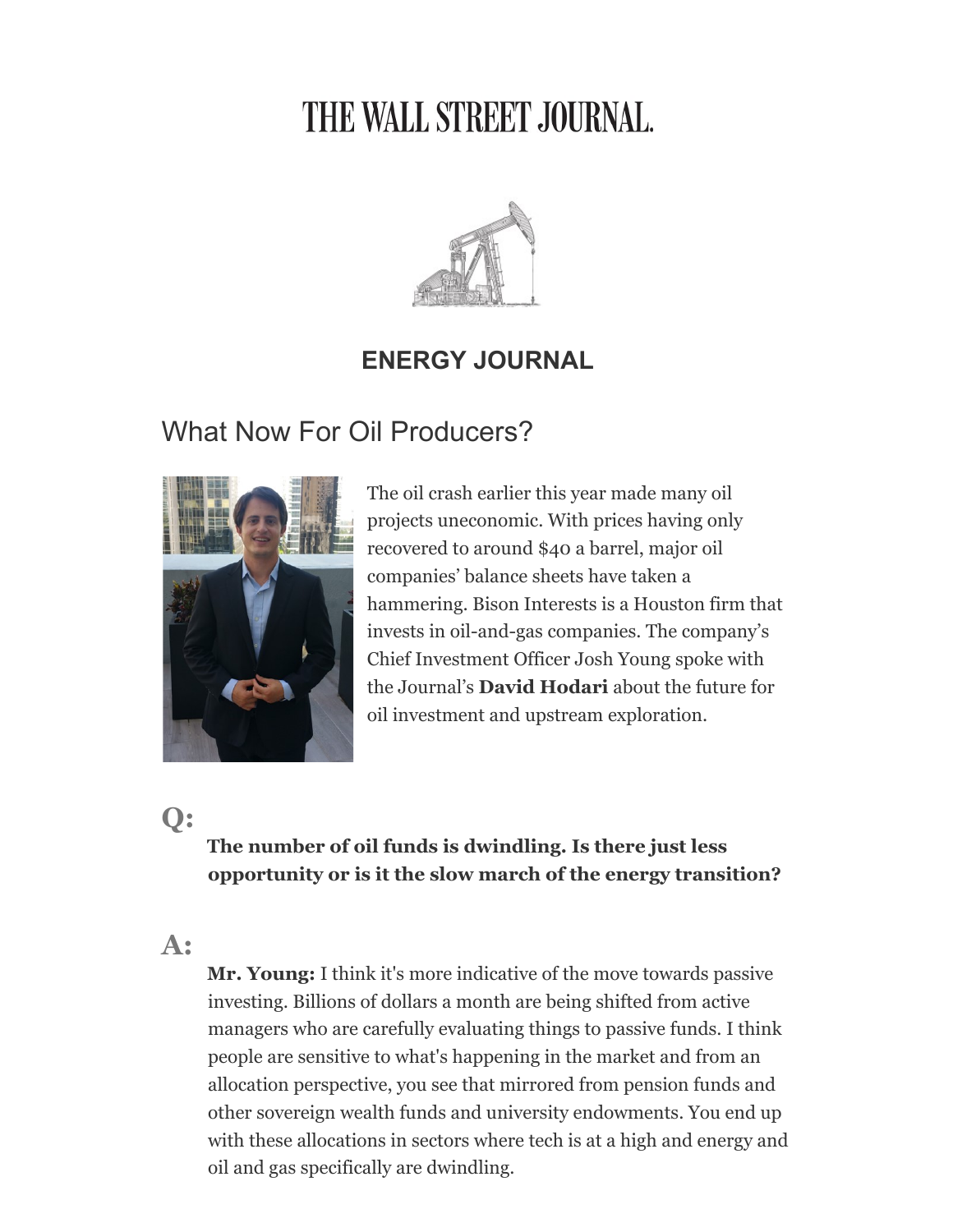# THE WALL STREET JOURNAL.

## ENERGY JOURNAL

## What Now For Oil Producers?

The oil crash earlier this year made many oil projects uneconomic. With prices having only recovered to around $40 a barrel, major oil companies' balance sheets have taken a hammering. Bison Interests is a Houston firm that invests in oil-and-gas companies. The company's Chief Investment Officer Josh Young spoke with the Journal's **David Hodari** about the future for oil investment and upstream exploration.

**Q:**

**The number of oil funds is dwindling. Is there just less opportunity or is it the slow march of the energy transition?**

**A:**

**Mr. Young:** I think it's more indicative of the move towards passive investing. Billions of dollars a month are being shifted from active managers who are carefully evaluating things to passive funds. I think people are sensitive to what's happening in the market and from an allocation perspective, you see that mirrored from pension funds and other sovereign wealth funds and university endowments. You end up with these allocations in sectors where tech is at a high and energy and oil and gas specifically are dwindling.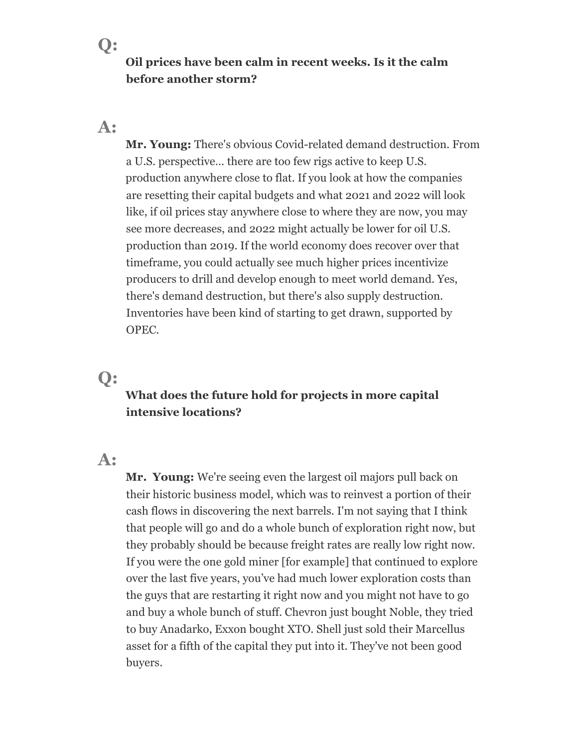**Q:**

**Oil prices have been calm in recent weeks. Is it the calm before another storm?**

**A:**

**Mr. Young:** There's obvious Covid-related demand destruction. From a U.S. perspective… there are too few rigs active to keep U.S. production anywhere close to flat. If you look at how the companies are resetting their capital budgets and what 2021 and 2022 will look like, if oil prices stay anywhere close to where they are now, you may see more decreases, and 2022 might actually be lower for oil U.S. production than 2019. If the world economy does recover over that timeframe, you could actually see much higher prices incentivize producers to drill and develop enough to meet world demand. Yes, there's demand destruction, but there's also supply destruction. Inventories have been kind of starting to get drawn, supported by OPEC.

**Q:**

**What does the future hold for projects in more capital intensive locations?**

**A:**

**Mr. Young:** We're seeing even the largest oil majors pull back on their historic business model, which was to reinvest a portion of their cash flows in discovering the next barrels. I'm not saying that I think that people will go and do a whole bunch of exploration right now, but they probably should be because freight rates are really low right now. If you were the one gold miner [for example] that continued to explore over the last five years, you've had much lower exploration costs than the guys that are restarting it right now and you might not have to go and buy a whole bunch of stuff. Chevron just bought Noble, they tried to buy Anadarko, Exxon bought XTO. Shell just sold their Marcellus asset for a fifth of the capital they put into it. They've not been good buyers.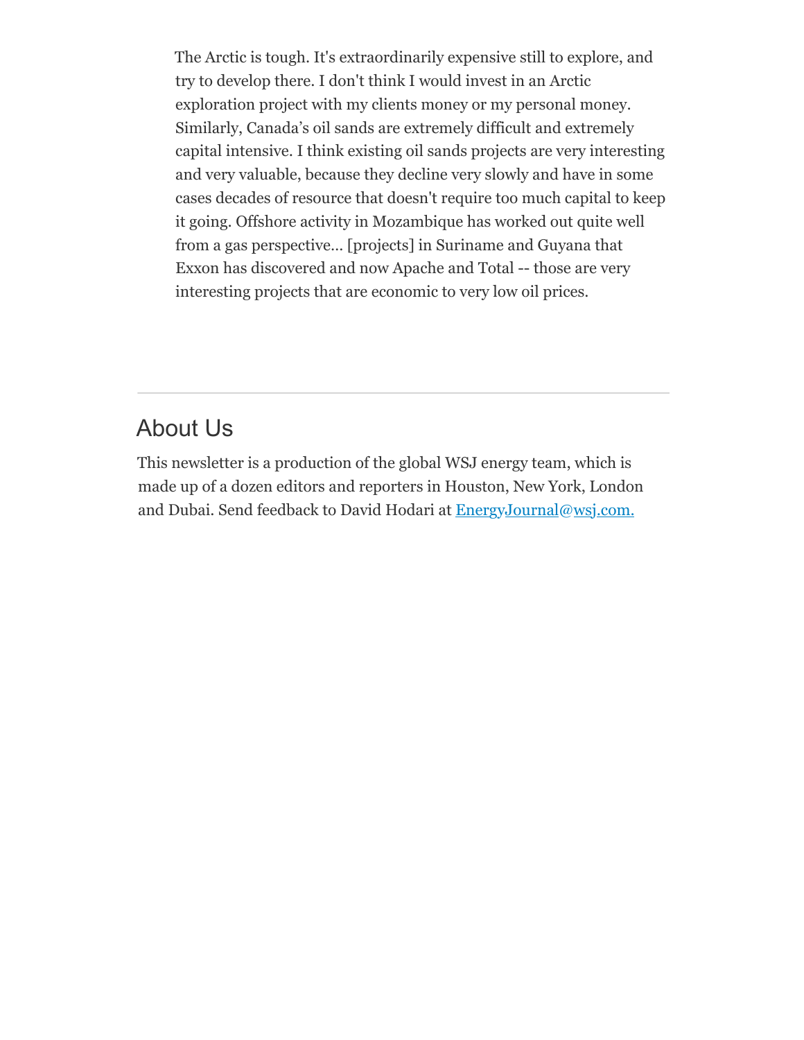> The Arctic is tough. It's extraordinarily expensive still to explore, and try to develop there. I don't think I would invest in an Arctic exploration project with my clients money or my personal money. Similarly, Canada's oil sands are extremely difficult and extremely capital intensive. I think existing oil sands projects are very interesting and very valuable, because they decline very slowly and have in some cases decades of resource that doesn't require too much capital to keep it going. Offshore activity in Mozambique has worked out quite well from a gas perspective... [projects] in Suriname and Guyana that Exxon has discovered and now Apache and Total -- those are very interesting projects that are economic to very low oil prices.

---

## About Us

This newsletter is a production of the global WSJ energy team, which is made up of a dozen editors and reporters in Houston, New York, London and Dubai. Send feedback to David Hodari at EnergyJournal@wsj.com.